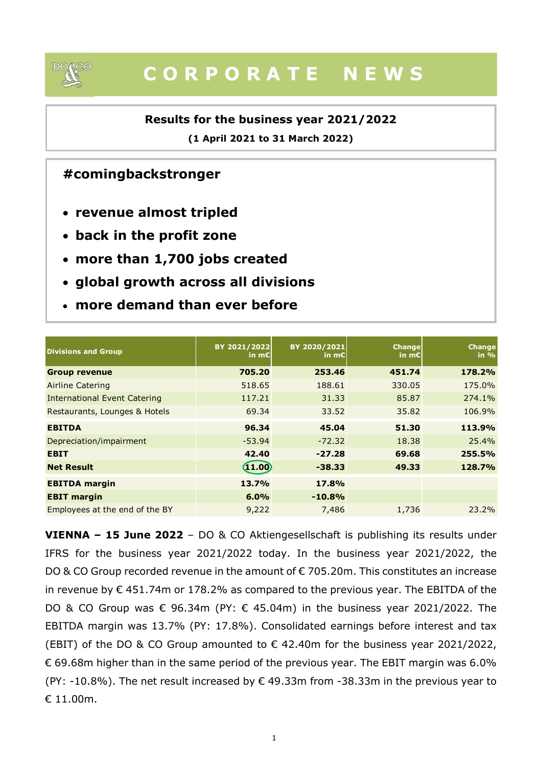# CORPORATE NEWS

**Results for the business year 2021/2022**

**(1 April 2021 to 31 March 2022)**

## #comingbackstronger

- **revenue almost tripled**
- **back in the profit zone**
- **more than 1,700 jobs created**
- **global growth across all divisions**
- **more demand than ever before**

| Divisions and Group | BY 2021/2022 in m€ | BY 2020/2021 in m€ | Change in m€ | Change in % |
|---|---|---|---|---|
| **Group revenue** | **705.20** | **253.46** | **451.74** | **178.2%** |
| Airline Catering | 518.65 | 188.61 | 330.05 | 175.0% |
| International Event Catering | 117.21 | 31.33 | 85.87 | 274.1% |
| Restaurants, Lounges & Hotels | 69.34 | 33.52 | 35.82 | 106.9% |
| **EBITDA** | **96.34** | **45.04** | **51.30** | **113.9%** |
| Depreciation/impairment | -53.94 | -72.32 | 18.38 | 25.4% |
| **EBIT** | **42.40** | **-27.28** | **69.68** | **255.5%** |
| **Net Result** | **11.00** | **-38.33** | **49.33** | **128.7%** |
| **EBITDA margin** | **13.7%** | **17.8%** | | |
| **EBIT margin** | **6.0%** | **-10.8%** | | |
| Employees at the end of the BY | 9,222 | 7,486 | 1,736 | 23.2% |

**VIENNA – 15 June 2022** – DO & CO Aktiengesellschaft is publishing its results under IFRS for the business year 2021/2022 today. In the business year 2021/2022, the DO & CO Group recorded revenue in the amount of € 705.20m. This constitutes an increase in revenue by € 451.74m or 178.2% as compared to the previous year. The EBITDA of the DO & CO Group was € 96.34m (PY: € 45.04m) in the business year 2021/2022. The EBITDA margin was 13.7% (PY: 17.8%). Consolidated earnings before interest and tax (EBIT) of the DO & CO Group amounted to € 42.40m for the business year 2021/2022, € 69.68m higher than in the same period of the previous year. The EBIT margin was 6.0% (PY: -10.8%). The net result increased by € 49.33m from -38.33m in the previous year to € 11.00m.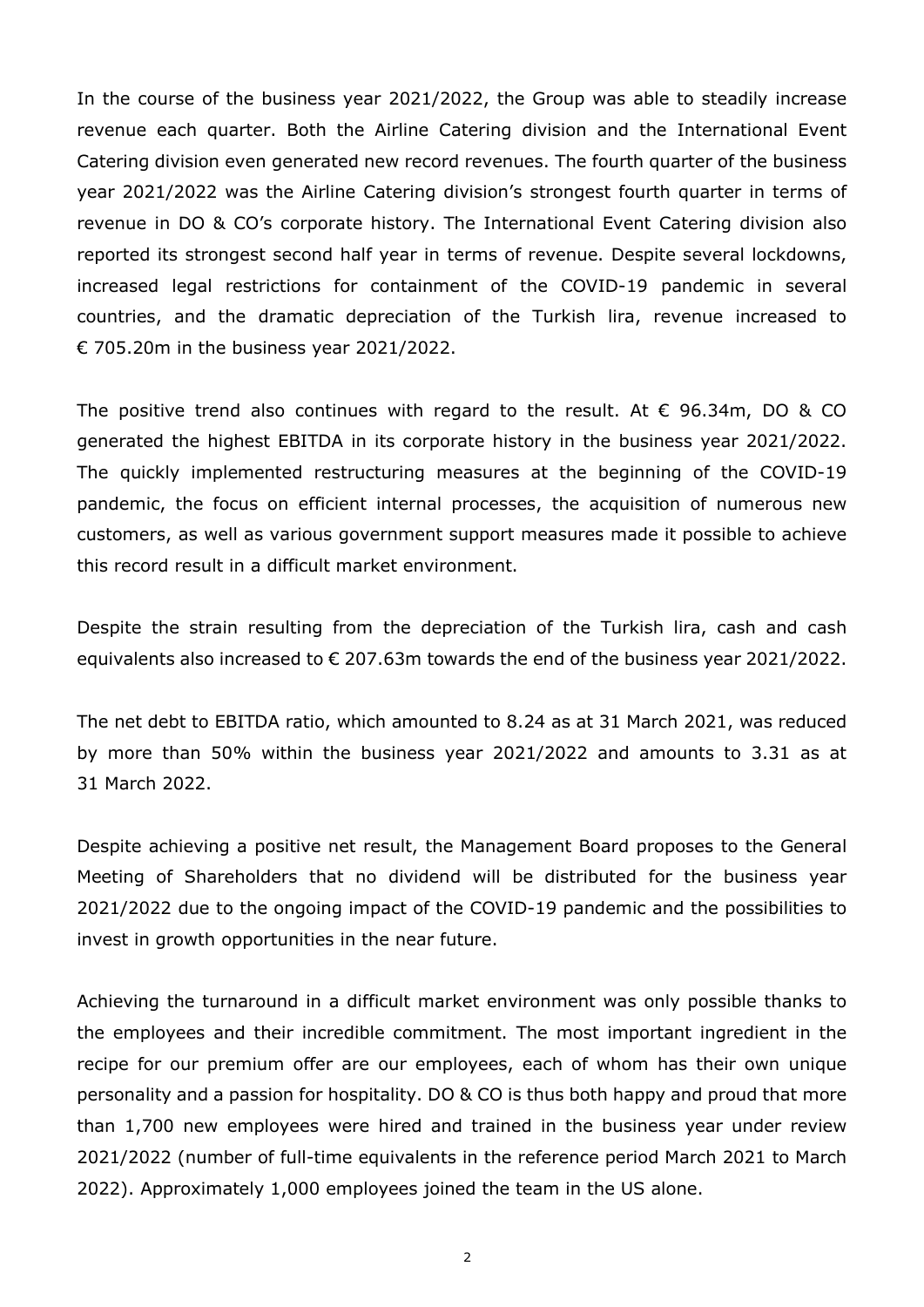In the course of the business year 2021/2022, the Group was able to steadily increase revenue each quarter. Both the Airline Catering division and the International Event Catering division even generated new record revenues. The fourth quarter of the business year 2021/2022 was the Airline Catering division's strongest fourth quarter in terms of revenue in DO & CO's corporate history. The International Event Catering division also reported its strongest second half year in terms of revenue. Despite several lockdowns, increased legal restrictions for containment of the COVID-19 pandemic in several countries, and the dramatic depreciation of the Turkish lira, revenue increased to € 705.20m in the business year 2021/2022.

The positive trend also continues with regard to the result. At € 96.34m, DO & CO generated the highest EBITDA in its corporate history in the business year 2021/2022. The quickly implemented restructuring measures at the beginning of the COVID-19 pandemic, the focus on efficient internal processes, the acquisition of numerous new customers, as well as various government support measures made it possible to achieve this record result in a difficult market environment.

Despite the strain resulting from the depreciation of the Turkish lira, cash and cash equivalents also increased to € 207.63m towards the end of the business year 2021/2022.

The net debt to EBITDA ratio, which amounted to 8.24 as at 31 March 2021, was reduced by more than 50% within the business year 2021/2022 and amounts to 3.31 as at 31 March 2022.

Despite achieving a positive net result, the Management Board proposes to the General Meeting of Shareholders that no dividend will be distributed for the business year 2021/2022 due to the ongoing impact of the COVID-19 pandemic and the possibilities to invest in growth opportunities in the near future.

Achieving the turnaround in a difficult market environment was only possible thanks to the employees and their incredible commitment. The most important ingredient in the recipe for our premium offer are our employees, each of whom has their own unique personality and a passion for hospitality. DO & CO is thus both happy and proud that more than 1,700 new employees were hired and trained in the business year under review 2021/2022 (number of full-time equivalents in the reference period March 2021 to March 2022). Approximately 1,000 employees joined the team in the US alone.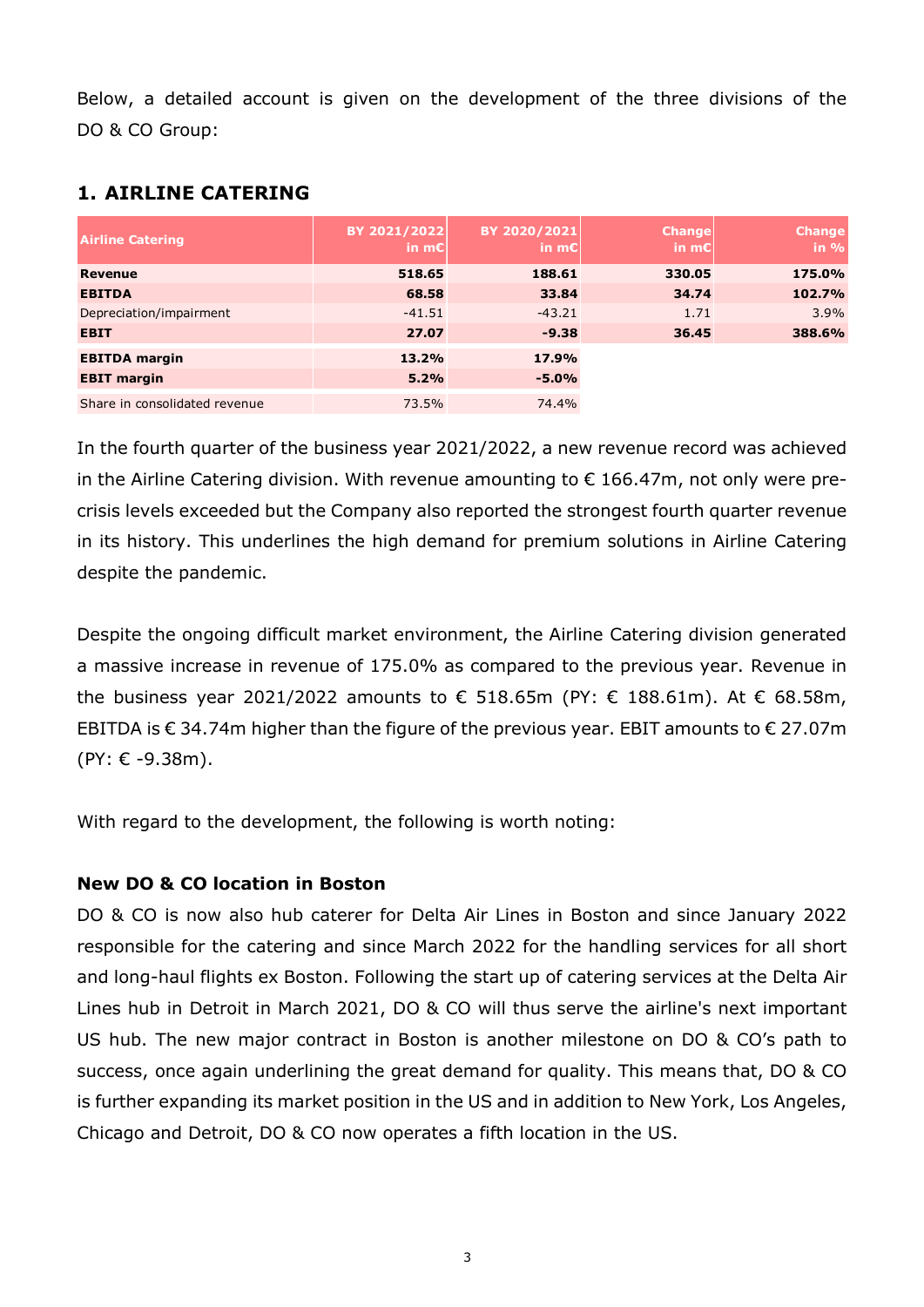Below, a detailed account is given on the development of the three divisions of the DO & CO Group:

## 1. AIRLINE CATERING

| Airline Catering | BY 2021/2022 in m€ | BY 2020/2021 in m€ | Change in m€ | Change in % |
|---|---|---|---|---|
| **Revenue** | **518.65** | **188.61** | **330.05** | **175.0%** |
| **EBITDA** | **68.58** | **33.84** | **34.74** | **102.7%** |
| Depreciation/impairment | -41.51 | -43.21 | 1.71 | 3.9% |
| **EBIT** | **27.07** | **-9.38** | **36.45** | **388.6%** |
| **EBITDA margin** | **13.2%** | **17.9%** | | |
| **EBIT margin** | **5.2%** | **-5.0%** | | |
| Share in consolidated revenue | 73.5% | 74.4% | | |

In the fourth quarter of the business year 2021/2022, a new revenue record was achieved in the Airline Catering division. With revenue amounting to € 166.47m, not only were pre-crisis levels exceeded but the Company also reported the strongest fourth quarter revenue in its history. This underlines the high demand for premium solutions in Airline Catering despite the pandemic.

Despite the ongoing difficult market environment, the Airline Catering division generated a massive increase in revenue of 175.0% as compared to the previous year. Revenue in the business year 2021/2022 amounts to € 518.65m (PY: € 188.61m). At € 68.58m, EBITDA is € 34.74m higher than the figure of the previous year. EBIT amounts to € 27.07m (PY: € -9.38m).

With regard to the development, the following is worth noting:

### New DO & CO location in Boston

DO & CO is now also hub caterer for Delta Air Lines in Boston and since January 2022 responsible for the catering and since March 2022 for the handling services for all short and long-haul flights ex Boston. Following the start up of catering services at the Delta Air Lines hub in Detroit in March 2021, DO & CO will thus serve the airline's next important US hub. The new major contract in Boston is another milestone on DO & CO's path to success, once again underlining the great demand for quality. This means that, DO & CO is further expanding its market position in the US and in addition to New York, Los Angeles, Chicago and Detroit, DO & CO now operates a fifth location in the US.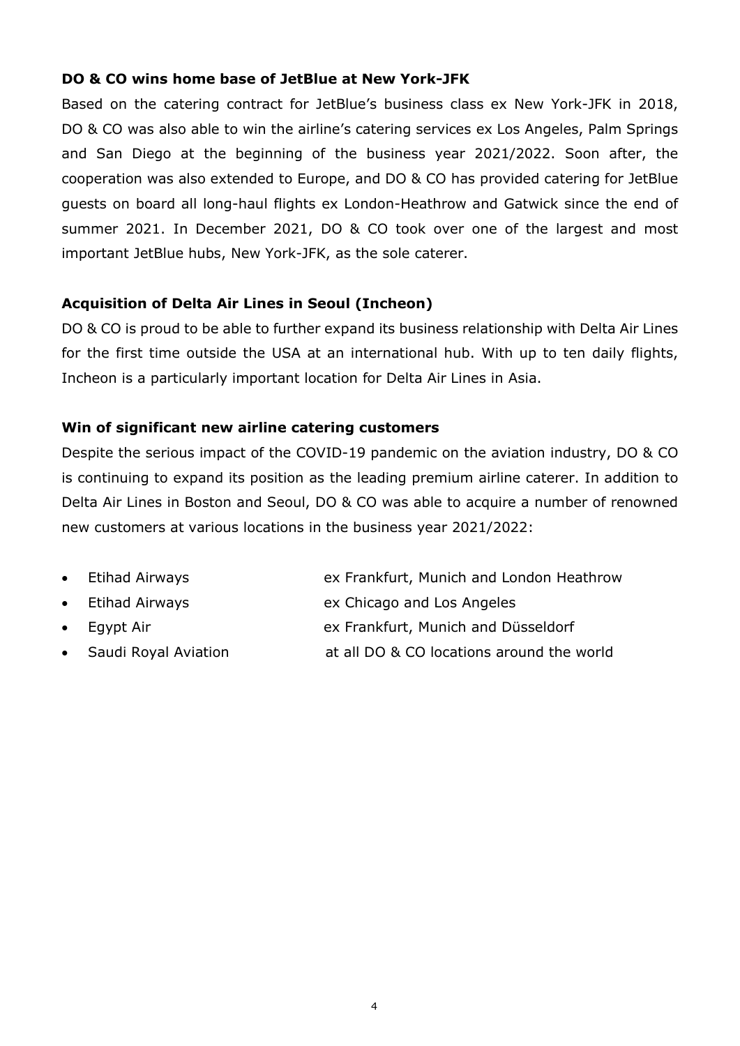**DO & CO wins home base of JetBlue at New York-JFK**

Based on the catering contract for JetBlue's business class ex New York-JFK in 2018, DO & CO was also able to win the airline's catering services ex Los Angeles, Palm Springs and San Diego at the beginning of the business year 2021/2022. Soon after, the cooperation was also extended to Europe, and DO & CO has provided catering for JetBlue guests on board all long-haul flights ex London-Heathrow and Gatwick since the end of summer 2021. In December 2021, DO & CO took over one of the largest and most important JetBlue hubs, New York-JFK, as the sole caterer.

**Acquisition of Delta Air Lines in Seoul (Incheon)**

DO & CO is proud to be able to further expand its business relationship with Delta Air Lines for the first time outside the USA at an international hub. With up to ten daily flights, Incheon is a particularly important location for Delta Air Lines in Asia.

**Win of significant new airline catering customers**

Despite the serious impact of the COVID-19 pandemic on the aviation industry, DO & CO is continuing to expand its position as the leading premium airline caterer. In addition to Delta Air Lines in Boston and Seoul, DO & CO was able to acquire a number of renowned new customers at various locations in the business year 2021/2022:

- Etihad Airways ex Frankfurt, Munich and London Heathrow
- Etihad Airways ex Chicago and Los Angeles
- Egypt Air ex Frankfurt, Munich and Düsseldorf
- Saudi Royal Aviation at all DO & CO locations around the world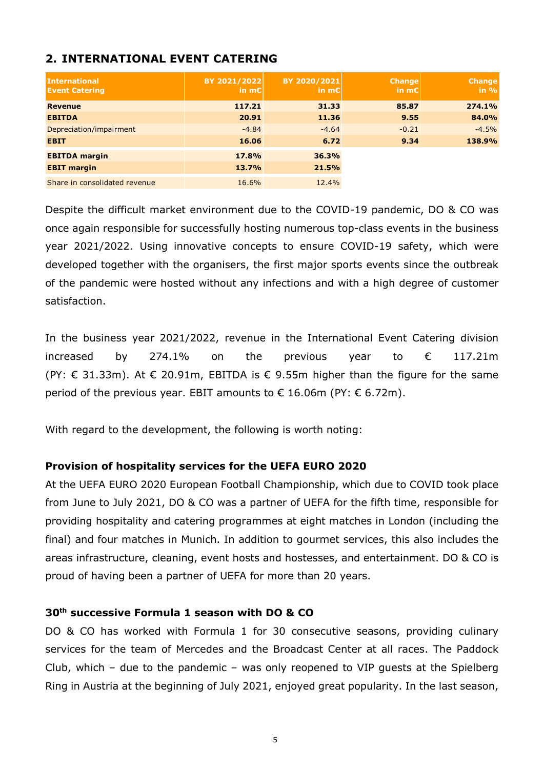## 2. INTERNATIONAL EVENT CATERING

| International Event Catering | BY 2021/2022 in m€ | BY 2020/2021 in m€ | Change in m€ | Change in % |
|---|---|---|---|---|
| **Revenue** | **117.21** | **31.33** | **85.87** | **274.1%** |
| **EBITDA** | **20.91** | **11.36** | **9.55** | **84.0%** |
| Depreciation/impairment | -4.84 | -4.64 | -0.21 | -4.5% |
| **EBIT** | **16.06** | **6.72** | **9.34** | **138.9%** |
| **EBITDA margin** | **17.8%** | **36.3%** | | |
| **EBIT margin** | **13.7%** | **21.5%** | | |
| Share in consolidated revenue | 16.6% | 12.4% | | |

Despite the difficult market environment due to the COVID-19 pandemic, DO & CO was once again responsible for successfully hosting numerous top-class events in the business year 2021/2022. Using innovative concepts to ensure COVID-19 safety, which were developed together with the organisers, the first major sports events since the outbreak of the pandemic were hosted without any infections and with a high degree of customer satisfaction.

In the business year 2021/2022, revenue in the International Event Catering division increased by 274.1% on the previous year to € 117.21m (PY: € 31.33m). At € 20.91m, EBITDA is € 9.55m higher than the figure for the same period of the previous year. EBIT amounts to € 16.06m (PY: € 6.72m).

With regard to the development, the following is worth noting:

### Provision of hospitality services for the UEFA EURO 2020

At the UEFA EURO 2020 European Football Championship, which due to COVID took place from June to July 2021, DO & CO was a partner of UEFA for the fifth time, responsible for providing hospitality and catering programmes at eight matches in London (including the final) and four matches in Munich. In addition to gourmet services, this also includes the areas infrastructure, cleaning, event hosts and hostesses, and entertainment. DO & CO is proud of having been a partner of UEFA for more than 20 years.

### 30th successive Formula 1 season with DO & CO

DO & CO has worked with Formula 1 for 30 consecutive seasons, providing culinary services for the team of Mercedes and the Broadcast Center at all races. The Paddock Club, which – due to the pandemic – was only reopened to VIP guests at the Spielberg Ring in Austria at the beginning of July 2021, enjoyed great popularity. In the last season,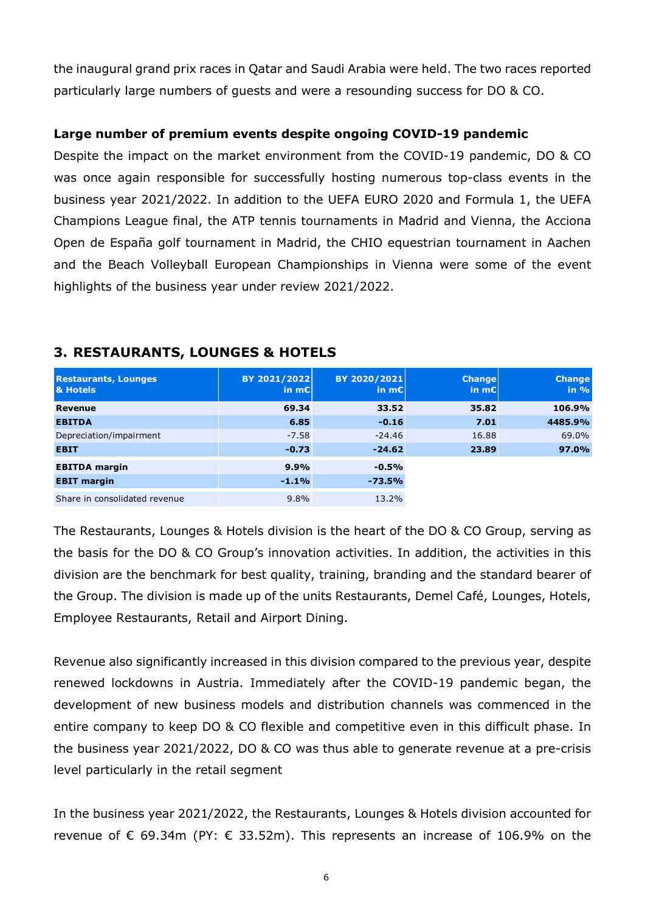the inaugural grand prix races in Qatar and Saudi Arabia were held. The two races reported particularly large numbers of guests and were a resounding success for DO & CO.

**Large number of premium events despite ongoing COVID-19 pandemic**

Despite the impact on the market environment from the COVID-19 pandemic, DO & CO was once again responsible for successfully hosting numerous top-class events in the business year 2021/2022. In addition to the UEFA EURO 2020 and Formula 1, the UEFA Champions League final, the ATP tennis tournaments in Madrid and Vienna, the Acciona Open de España golf tournament in Madrid, the CHIO equestrian tournament in Aachen and the Beach Volleyball European Championships in Vienna were some of the event highlights of the business year under review 2021/2022.

## 3. RESTAURANTS, LOUNGES & HOTELS

| Restaurants, Lounges & Hotels | BY 2021/2022 in m€ | BY 2020/2021 in m€ | Change in m€ | Change in % |
|---|---|---|---|---|
| **Revenue** | **69.34** | **33.52** | **35.82** | **106.9%** |
| **EBITDA** | **6.85** | **-0.16** | **7.01** | **4485.9%** |
| Depreciation/impairment | -7.58 | -24.46 | 16.88 | 69.0% |
| **EBIT** | **-0.73** | **-24.62** | **23.89** | **97.0%** |
| **EBITDA margin** | **9.9%** | **-0.5%** | | |
| **EBIT margin** | **-1.1%** | **-73.5%** | | |
| Share in consolidated revenue | 9.8% | 13.2% | | |

The Restaurants, Lounges & Hotels division is the heart of the DO & CO Group, serving as the basis for the DO & CO Group's innovation activities. In addition, the activities in this division are the benchmark for best quality, training, branding and the standard bearer of the Group. The division is made up of the units Restaurants, Demel Café, Lounges, Hotels, Employee Restaurants, Retail and Airport Dining.

Revenue also significantly increased in this division compared to the previous year, despite renewed lockdowns in Austria. Immediately after the COVID-19 pandemic began, the development of new business models and distribution channels was commenced in the entire company to keep DO & CO flexible and competitive even in this difficult phase. In the business year 2021/2022, DO & CO was thus able to generate revenue at a pre-crisis level particularly in the retail segment

In the business year 2021/2022, the Restaurants, Lounges & Hotels division accounted for revenue of € 69.34m (PY: € 33.52m). This represents an increase of 106.9% on the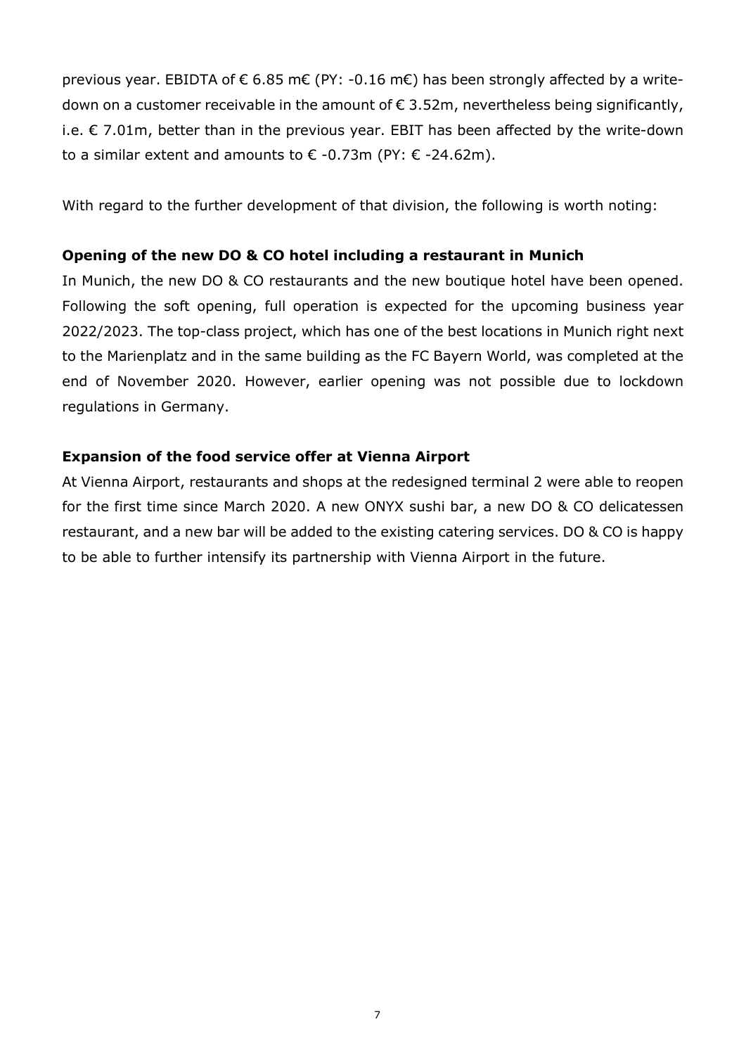previous year. EBIDTA of € 6.85 m€ (PY: -0.16 m€) has been strongly affected by a write-down on a customer receivable in the amount of € 3.52m, nevertheless being significantly, i.e. € 7.01m, better than in the previous year. EBIT has been affected by the write-down to a similar extent and amounts to € -0.73m (PY: € -24.62m).

With regard to the further development of that division, the following is worth noting:

**Opening of the new DO & CO hotel including a restaurant in Munich**

In Munich, the new DO & CO restaurants and the new boutique hotel have been opened. Following the soft opening, full operation is expected for the upcoming business year 2022/2023. The top-class project, which has one of the best locations in Munich right next to the Marienplatz and in the same building as the FC Bayern World, was completed at the end of November 2020. However, earlier opening was not possible due to lockdown regulations in Germany.

**Expansion of the food service offer at Vienna Airport**

At Vienna Airport, restaurants and shops at the redesigned terminal 2 were able to reopen for the first time since March 2020. A new ONYX sushi bar, a new DO & CO delicatessen restaurant, and a new bar will be added to the existing catering services. DO & CO is happy to be able to further intensify its partnership with Vienna Airport in the future.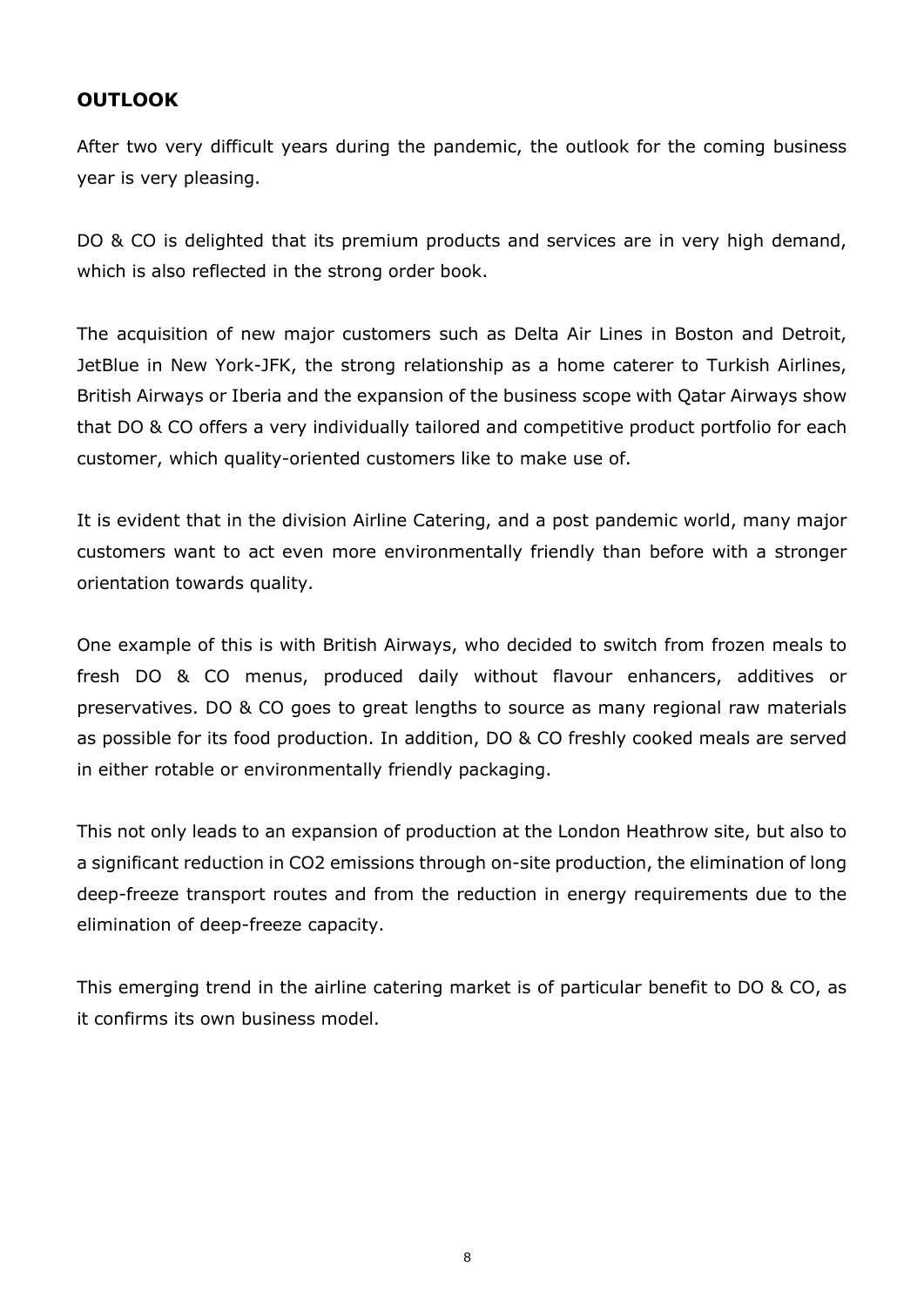## OUTLOOK

After two very difficult years during the pandemic, the outlook for the coming business year is very pleasing.

DO & CO is delighted that its premium products and services are in very high demand, which is also reflected in the strong order book.

The acquisition of new major customers such as Delta Air Lines in Boston and Detroit, JetBlue in New York-JFK, the strong relationship as a home caterer to Turkish Airlines, British Airways or Iberia and the expansion of the business scope with Qatar Airways show that DO & CO offers a very individually tailored and competitive product portfolio for each customer, which quality-oriented customers like to make use of.

It is evident that in the division Airline Catering, and a post pandemic world, many major customers want to act even more environmentally friendly than before with a stronger orientation towards quality.

One example of this is with British Airways, who decided to switch from frozen meals to fresh DO & CO menus, produced daily without flavour enhancers, additives or preservatives. DO & CO goes to great lengths to source as many regional raw materials as possible for its food production. In addition, DO & CO freshly cooked meals are served in either rotable or environmentally friendly packaging.

This not only leads to an expansion of production at the London Heathrow site, but also to a significant reduction in $CO_2$ emissions through on-site production, the elimination of long deep-freeze transport routes and from the reduction in energy requirements due to the elimination of deep-freeze capacity.

This emerging trend in the airline catering market is of particular benefit to DO & CO, as it confirms its own business model.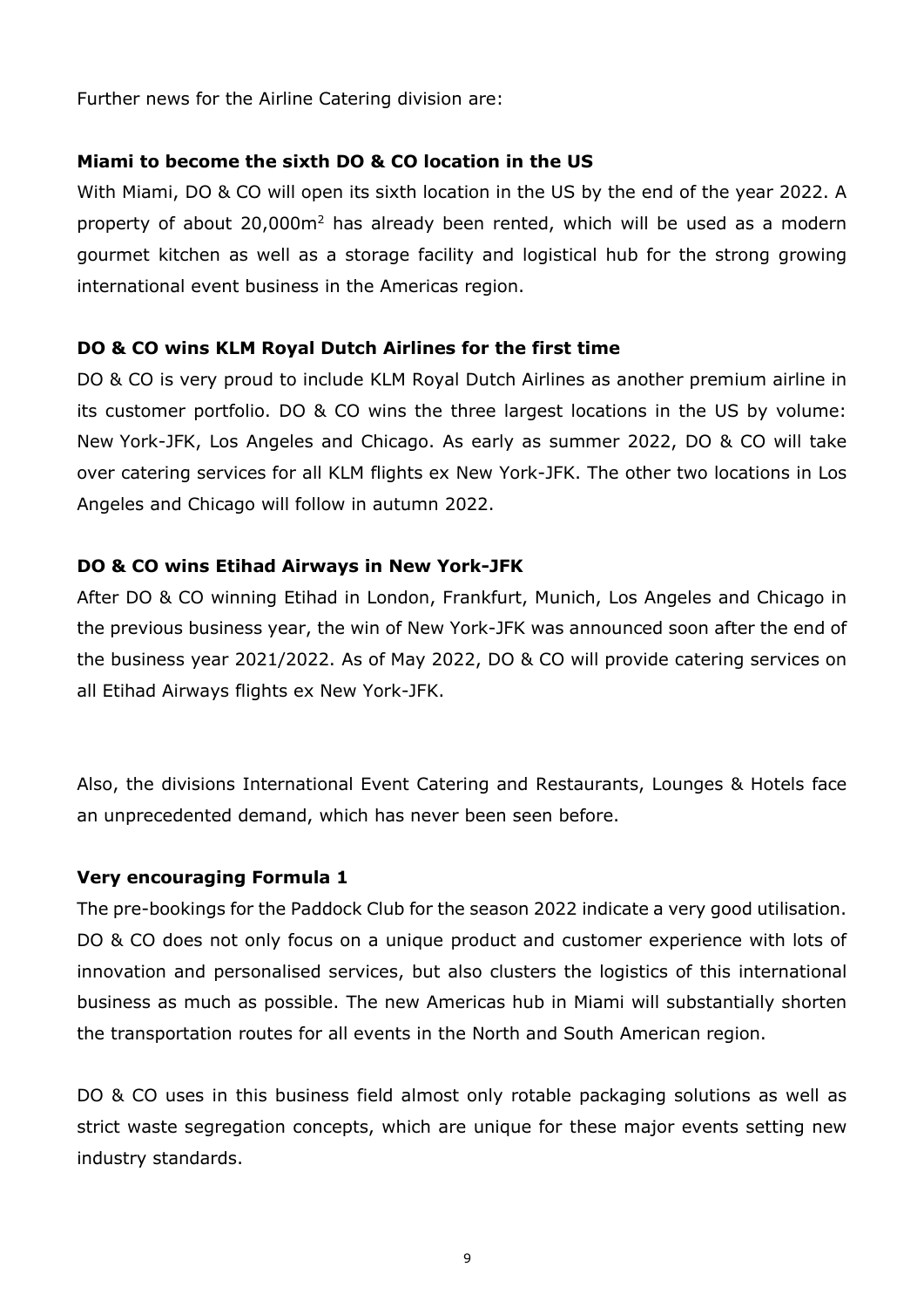Further news for the Airline Catering division are:

**Miami to become the sixth DO & CO location in the US**

With Miami, DO & CO will open its sixth location in the US by the end of the year 2022. A property of about 20,000m$^2$ has already been rented, which will be used as a modern gourmet kitchen as well as a storage facility and logistical hub for the strong growing international event business in the Americas region.

**DO & CO wins KLM Royal Dutch Airlines for the first time**

DO & CO is very proud to include KLM Royal Dutch Airlines as another premium airline in its customer portfolio. DO & CO wins the three largest locations in the US by volume: New York-JFK, Los Angeles and Chicago. As early as summer 2022, DO & CO will take over catering services for all KLM flights ex New York-JFK. The other two locations in Los Angeles and Chicago will follow in autumn 2022.

**DO & CO wins Etihad Airways in New York-JFK**

After DO & CO winning Etihad in London, Frankfurt, Munich, Los Angeles and Chicago in the previous business year, the win of New York-JFK was announced soon after the end of the business year 2021/2022. As of May 2022, DO & CO will provide catering services on all Etihad Airways flights ex New York-JFK.

Also, the divisions International Event Catering and Restaurants, Lounges & Hotels face an unprecedented demand, which has never been seen before.

**Very encouraging Formula 1**

The pre-bookings for the Paddock Club for the season 2022 indicate a very good utilisation. DO & CO does not only focus on a unique product and customer experience with lots of innovation and personalised services, but also clusters the logistics of this international business as much as possible. The new Americas hub in Miami will substantially shorten the transportation routes for all events in the North and South American region.

DO & CO uses in this business field almost only rotable packaging solutions as well as strict waste segregation concepts, which are unique for these major events setting new industry standards.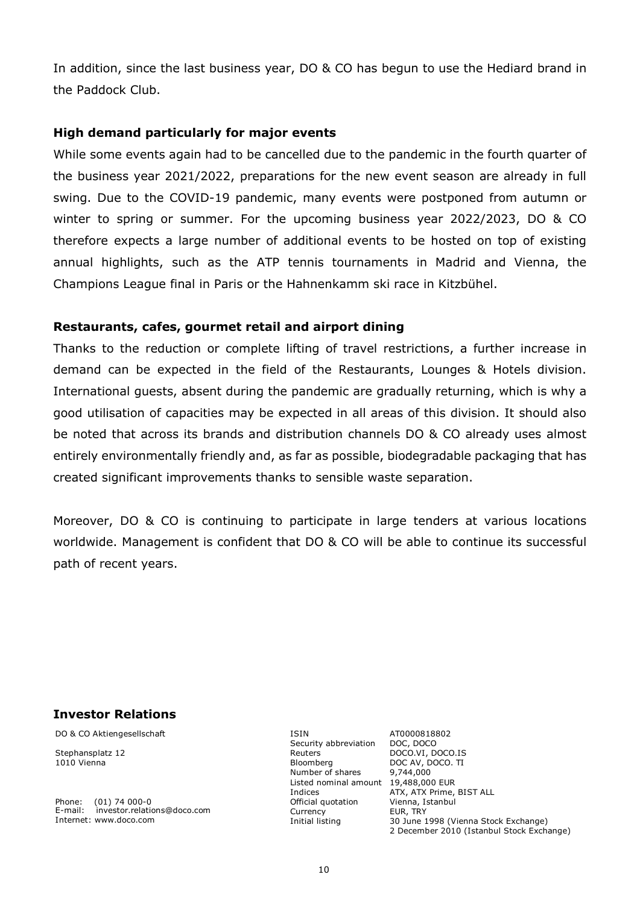In addition, since the last business year, DO & CO has begun to use the Hediard brand in the Paddock Club.

### High demand particularly for major events

While some events again had to be cancelled due to the pandemic in the fourth quarter of the business year 2021/2022, preparations for the new event season are already in full swing. Due to the COVID-19 pandemic, many events were postponed from autumn or winter to spring or summer. For the upcoming business year 2022/2023, DO & CO therefore expects a large number of additional events to be hosted on top of existing annual highlights, such as the ATP tennis tournaments in Madrid and Vienna, the Champions League final in Paris or the Hahnenkamm ski race in Kitzbühel.

### Restaurants, cafes, gourmet retail and airport dining

Thanks to the reduction or complete lifting of travel restrictions, a further increase in demand can be expected in the field of the Restaurants, Lounges & Hotels division. International guests, absent during the pandemic are gradually returning, which is why a good utilisation of capacities may be expected in all areas of this division. It should also be noted that across its brands and distribution channels DO & CO already uses almost entirely environmentally friendly and, as far as possible, biodegradable packaging that has created significant improvements thanks to sensible waste separation.

Moreover, DO & CO is continuing to participate in large tenders at various locations worldwide. Management is confident that DO & CO will be able to continue its successful path of recent years.

## Investor Relations

DO & CO Aktiengesellschaft

Stephansplatz 12
1010 Vienna

Phone: (01) 74 000-0
E-mail: investor.relations@doco.com
Internet: www.doco.com

| | |
|---|---|
| ISIN | AT0000818802 |
| Security abbreviation | DOC, DOCO |
| Reuters | DOCO.VI, DOCO.IS |
| Bloomberg | DOC AV, DOCO. TI |
| Number of shares | 9,744,000 |
| Listed nominal amount | 19,488,000 EUR |
| Indices | ATX, ATX Prime, BIST ALL |
| Official quotation | Vienna, Istanbul |
| Currency | EUR, TRY |
| Initial listing | 30 June 1998 (Vienna Stock Exchange)<br>2 December 2010 (Istanbul Stock Exchange) |